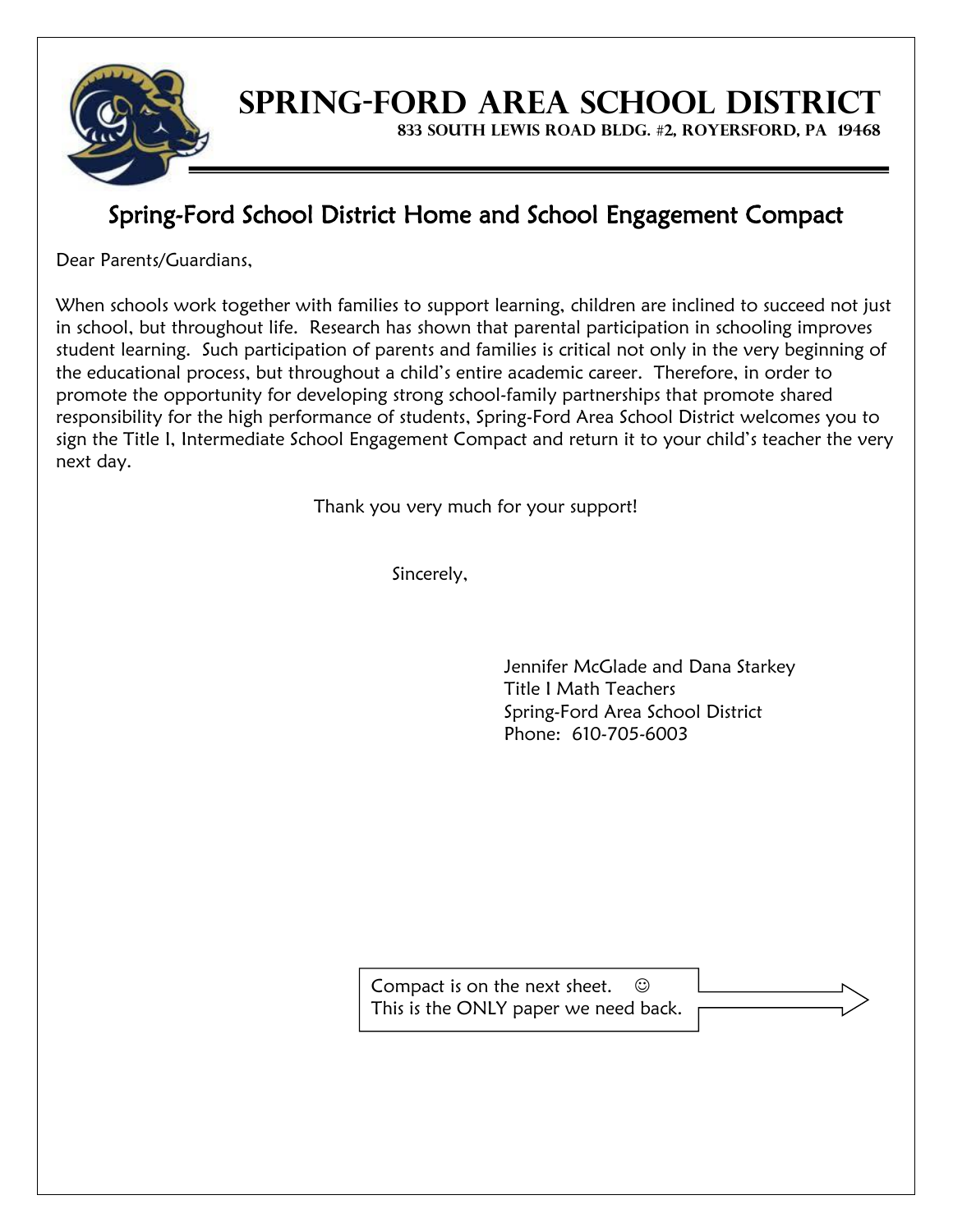# Spring-Ford Area School District

**833 South Lewis Road Bldg. #2, Royersford, PA 19468**

## Spring-Ford School District Home and School Engagement Compact

Dear Parents/Guardians,

When schools work together with families to support learning, children are inclined to succeed not just in school, but throughout life. Research has shown that parental participation in schooling improves student learning. Such participation of parents and families is critical not only in the very beginning of the educational process, but throughout a child's entire academic career. Therefore, in order to promote the opportunity for developing strong school-family partnerships that promote shared responsibility for the high performance of students, Spring-Ford Area School District welcomes you to sign the Title I, Intermediate School Engagement Compact and return it to your child's teacher the very next day.

Thank you very much for your support!

Sincerely,

Jennifer McGlade and Dana Starkey
Title I Math Teachers
Spring-Ford Area School District
Phone: 610-705-6003

Compact is on the next sheet. ☺
This is the ONLY paper we need back.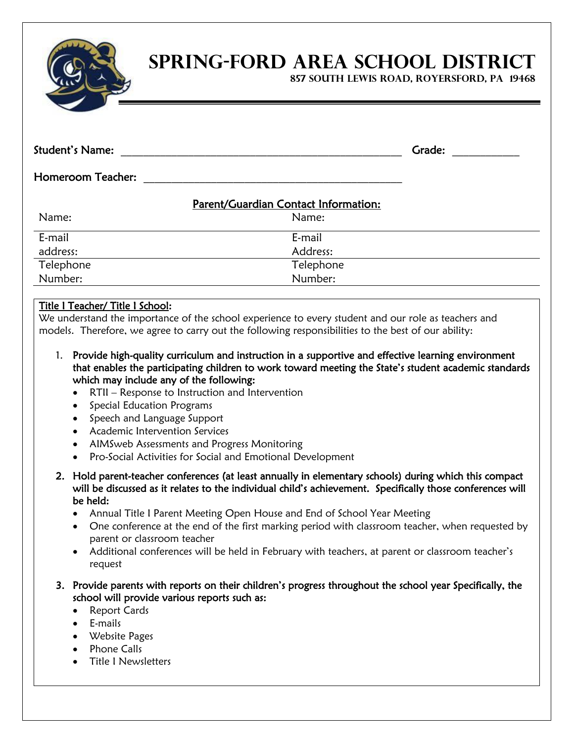# Spring-Ford Area School District

**857 South Lewis Road, Royersford, PA 19468**

**Student's Name:** ______________________________________________ **Grade:** __________

**Homeroom Teacher:** ________________________________________

**Parent/Guardian Contact Information:**

| Name: | Name: |
|---|---|
| E-mail address: | E-mail Address: |
| Telephone Number: | Telephone Number: |

**Title I Teacher/ Title I School:**

We understand the importance of the school experience to every student and our role as teachers and models. Therefore, we agree to carry out the following responsibilities to the best of our ability:

1. **Provide high-quality curriculum and instruction in a supportive and effective learning environment that enables the participating children to work toward meeting the State's student academic standards which may include any of the following:**
   - RTII – Response to Instruction and Intervention
   - Special Education Programs
   - Speech and Language Support
   - Academic Intervention Services
   - AIMSweb Assessments and Progress Monitoring
   - Pro-Social Activities for Social and Emotional Development
2. **Hold parent-teacher conferences (at least annually in elementary schools) during which this compact will be discussed as it relates to the individual child's achievement. Specifically those conferences will be held:**
   - Annual Title I Parent Meeting Open House and End of School Year Meeting
   - One conference at the end of the first marking period with classroom teacher, when requested by parent or classroom teacher
   - Additional conferences will be held in February with teachers, at parent or classroom teacher's request
3. **Provide parents with reports on their children's progress throughout the school year Specifically, the school will provide various reports such as:**
   - Report Cards
   - E-mails
   - Website Pages
   - Phone Calls
   - Title I Newsletters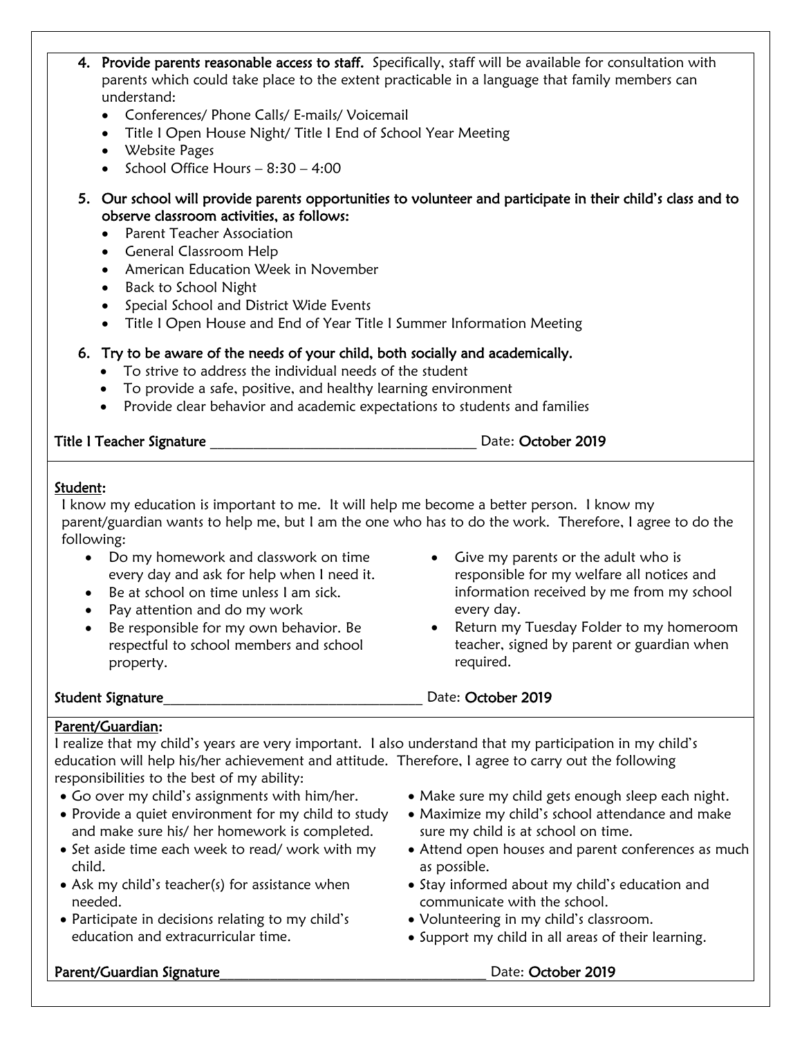4. **Provide parents reasonable access to staff.** Specifically, staff will be available for consultation with parents which could take place to the extent practicable in a language that family members can understand:
   - Conferences/ Phone Calls/ E-mails/ Voicemail
   - Title I Open House Night/ Title I End of School Year Meeting
   - Website Pages
   - School Office Hours – 8:30 – 4:00

5. **Our school will provide parents opportunities to volunteer and participate in their child's class and to observe classroom activities, as follows:**
   - Parent Teacher Association
   - General Classroom Help
   - American Education Week in November
   - Back to School Night
   - Special School and District Wide Events
   - Title I Open House and End of Year Title I Summer Information Meeting

6. **Try to be aware of the needs of your child, both socially and academically.**
   - To strive to address the individual needs of the student
   - To provide a safe, positive, and healthy learning environment
   - Provide clear behavior and academic expectations to students and families

**Title I Teacher Signature** ___________________________________ Date: **October 2019**

**Student:**

I know my education is important to me. It will help me become a better person. I know my parent/guardian wants to help me, but I am the one who has to do the work. Therefore, I agree to do the following:

- Do my homework and classwork on time every day and ask for help when I need it.
- Be at school on time unless I am sick.
- Pay attention and do my work
- Be responsible for my own behavior. Be respectful to school members and school property.
- Give my parents or the adult who is responsible for my welfare all notices and information received by me from my school every day.
- Return my Tuesday Folder to my homeroom teacher, signed by parent or guardian when required.

**Student Signature**___________________________________ Date: **October 2019**

**Parent/Guardian:**

I realize that my child's years are very important. I also understand that my participation in my child's education will help his/her achievement and attitude. Therefore, I agree to carry out the following responsibilities to the best of my ability:

- Go over my child's assignments with him/her.
- Provide a quiet environment for my child to study and make sure his/ her homework is completed.
- Set aside time each week to read/ work with my child.
- Ask my child's teacher(s) for assistance when needed.
- Participate in decisions relating to my child's education and extracurricular time.
- Make sure my child gets enough sleep each night.
- Maximize my child's school attendance and make sure my child is at school on time.
- Attend open houses and parent conferences as much as possible.
- Stay informed about my child's education and communicate with the school.
- Volunteering in my child's classroom.
- Support my child in all areas of their learning.

**Parent/Guardian Signature**_____________________________________ Date: **October 2019**